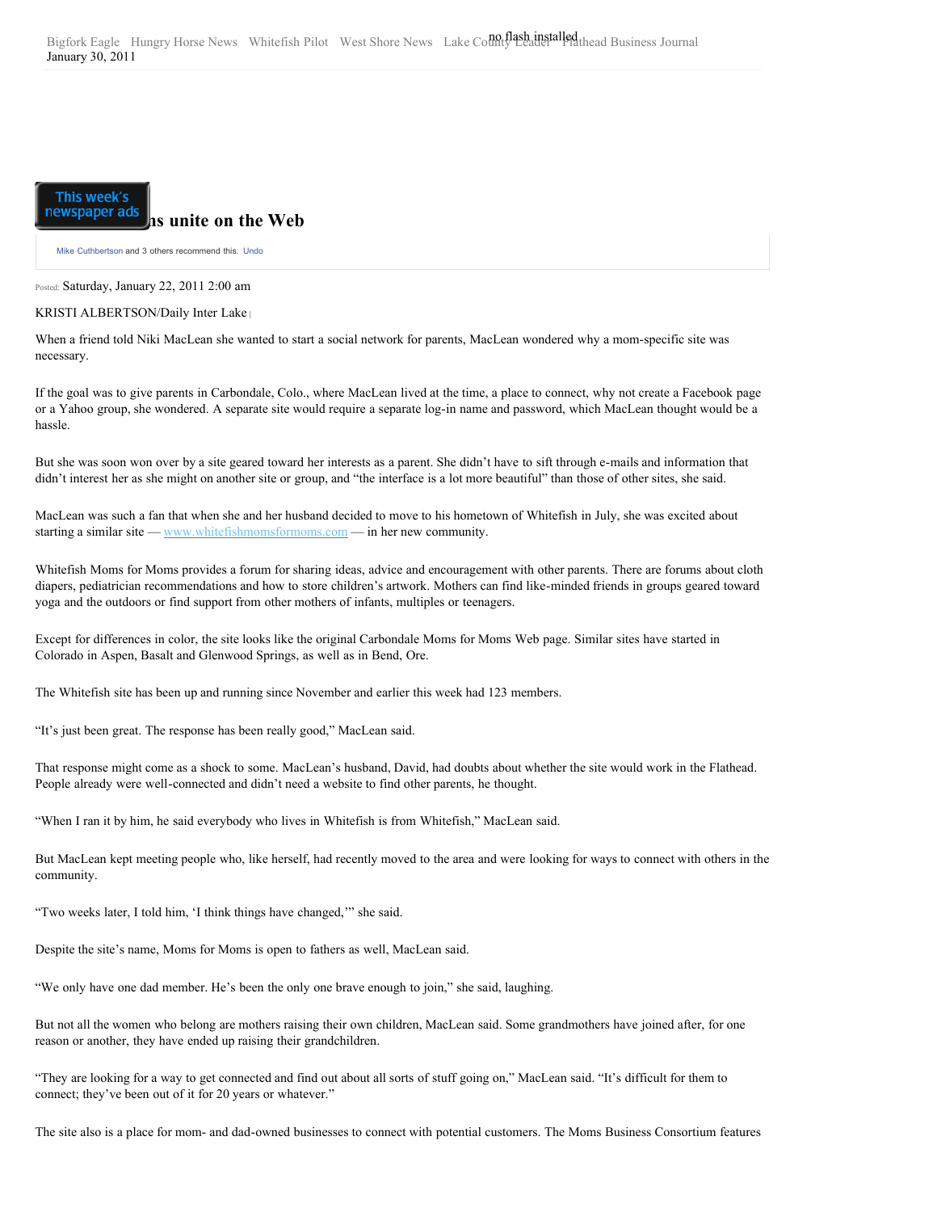Bigfork Eagle Hungry Horse News Whitefish Pilot West Shore News Lake County Leader Flathead Business Journal
January 30, 2011

# ns unite on the Web

Mike Cuthbertson and 3 others recommend this. Undo

Posted: Saturday, January 22, 2011 2:00 am

KRISTI ALBERTSON/Daily Inter Lake

When a friend told Niki MacLean she wanted to start a social network for parents, MacLean wondered why a mom-specific site was necessary.

If the goal was to give parents in Carbondale, Colo., where MacLean lived at the time, a place to connect, why not create a Facebook page or a Yahoo group, she wondered. A separate site would require a separate log-in name and password, which MacLean thought would be a hassle.

But she was soon won over by a site geared toward her interests as a parent. She didn't have to sift through e-mails and information that didn't interest her as she might on another site or group, and "the interface is a lot more beautiful" than those of other sites, she said.

MacLean was such a fan that when she and her husband decided to move to his hometown of Whitefish in July, she was excited about starting a similar site — www.whitefishmomsformoms.com — in her new community.

Whitefish Moms for Moms provides a forum for sharing ideas, advice and encouragement with other parents. There are forums about cloth diapers, pediatrician recommendations and how to store children's artwork. Mothers can find like-minded friends in groups geared toward yoga and the outdoors or find support from other mothers of infants, multiples or teenagers.

Except for differences in color, the site looks like the original Carbondale Moms for Moms Web page. Similar sites have started in Colorado in Aspen, Basalt and Glenwood Springs, as well as in Bend, Ore.

The Whitefish site has been up and running since November and earlier this week had 123 members.

"It's just been great. The response has been really good," MacLean said.

That response might come as a shock to some. MacLean's husband, David, had doubts about whether the site would work in the Flathead. People already were well-connected and didn't need a website to find other parents, he thought.

"When I ran it by him, he said everybody who lives in Whitefish is from Whitefish," MacLean said.

But MacLean kept meeting people who, like herself, had recently moved to the area and were looking for ways to connect with others in the community.

"Two weeks later, I told him, 'I think things have changed,'" she said.

Despite the site's name, Moms for Moms is open to fathers as well, MacLean said.

"We only have one dad member. He's been the only one brave enough to join," she said, laughing.

But not all the women who belong are mothers raising their own children, MacLean said. Some grandmothers have joined after, for one reason or another, they have ended up raising their grandchildren.

"They are looking for a way to get connected and find out about all sorts of stuff going on," MacLean said. "It's difficult for them to connect; they've been out of it for 20 years or whatever."

The site also is a place for mom- and dad-owned businesses to connect with potential customers. The Moms Business Consortium features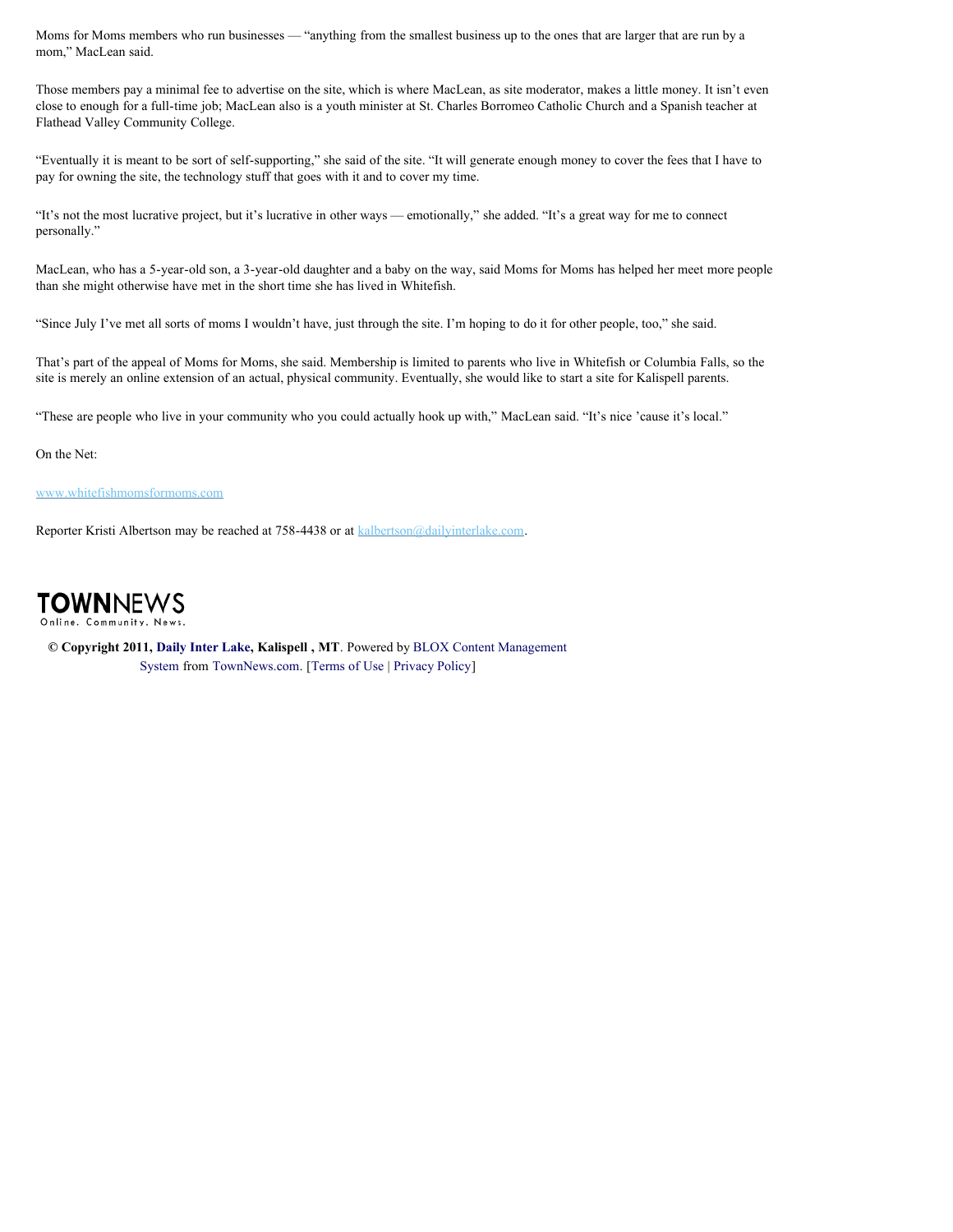Moms for Moms members who run businesses — "anything from the smallest business up to the ones that are larger that are run by a mom," MacLean said.

Those members pay a minimal fee to advertise on the site, which is where MacLean, as site moderator, makes a little money. It isn't even close to enough for a full-time job; MacLean also is a youth minister at St. Charles Borromeo Catholic Church and a Spanish teacher at Flathead Valley Community College.

"Eventually it is meant to be sort of self-supporting," she said of the site. "It will generate enough money to cover the fees that I have to pay for owning the site, the technology stuff that goes with it and to cover my time.

"It's not the most lucrative project, but it's lucrative in other ways — emotionally," she added. "It's a great way for me to connect personally."

MacLean, who has a 5-year-old son, a 3-year-old daughter and a baby on the way, said Moms for Moms has helped her meet more people than she might otherwise have met in the short time she has lived in Whitefish.

"Since July I've met all sorts of moms I wouldn't have, just through the site. I'm hoping to do it for other people, too," she said.

That's part of the appeal of Moms for Moms, she said. Membership is limited to parents who live in Whitefish or Columbia Falls, so the site is merely an online extension of an actual, physical community. Eventually, she would like to start a site for Kalispell parents.

"These are people who live in your community who you could actually hook up with," MacLean said. "It's nice 'cause it's local."

On the Net:

www.whitefishmomsformoms.com

Reporter Kristi Albertson may be reached at 758-4438 or at kalbertson@dailyinterlake.com.

TOWNNEWS
Online. Community. News.

**© Copyright 2011, Daily Inter Lake, Kalispell , MT**. Powered by BLOX Content Management System from TownNews.com. [Terms of Use | Privacy Policy]